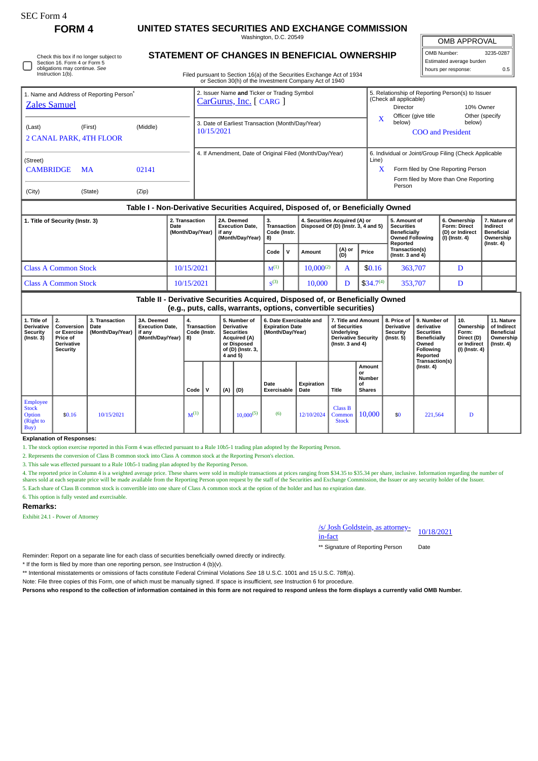SEC Form 4

# FORM 4

## UNITED STATES SECURITIES AND EXCHANGE COMMISSION

Washington, D.C. 20549

## STATEMENT OF CHANGES IN BENEFICIAL OWNERSHIP

Filed pursuant to Section 16(a) of the Securities Exchange Act of 1934 or Section 30(h) of the Investment Company Act of 1940

| OMB APPROVAL | |
|---|---|
| OMB Number: | 3235-0287 |
| Estimated average burden | |
| hours per response: | 0.5 |

☐ Check this box if no longer subject to Section 16. Form 4 or Form 5 obligations may continue. *See* Instruction 1(b).

1. Name and Address of Reporting Person*
Zales Samuel

(Last) (First) (Middle)
2 CANAL PARK, 4TH FLOOR

(Street)
CAMBRIDGE MA 02141

(City) (State) (Zip)

2. Issuer Name **and** Ticker or Trading Symbol
CarGurus, Inc. [ CARG ]

3. Date of Earliest Transaction (Month/Day/Year)
10/15/2021

4. If Amendment, Date of Original Filed (Month/Day/Year)

5. Relationship of Reporting Person(s) to Issuer (Check all applicable)
Director | 10% Owner
X Officer (give title below) | Other (specify below)
COO and President

6. Individual or Joint/Group Filing (Check Applicable Line)
X Form filed by One Reporting Person
Form filed by More than One Reporting Person

### Table I - Non-Derivative Securities Acquired, Disposed of, or Beneficially Owned

| 1. Title of Security (Instr. 3) | 2. Transaction Date (Month/Day/Year) | 2A. Deemed Execution Date, if any (Month/Day/Year) | 3. Transaction Code (Instr. 8) | | 4. Securities Acquired (A) or Disposed Of (D) (Instr. 3, 4 and 5) | | | 5. Amount of Securities Beneficially Owned Following Reported Transaction(s) (Instr. 3 and 4) | 6. Ownership Form: Direct (D) or Indirect (I) (Instr. 4) | 7. Nature of Indirect Beneficial Ownership (Instr. 4) |
|---|---|---|---|---|---|---|---|---|---|---|
| | | | Code | V | Amount | (A) or (D) | Price | | | |
| Class A Common Stock | 10/15/2021 | | M[(1)] | | 10,000[(2)] | A | $0.16 | 363,707 | D | |
| Class A Common Stock | 10/15/2021 | | S[(3)] | | 10,000 | D | $34.7[(4)] | 353,707 | D | |

### Table II - Derivative Securities Acquired, Disposed of, or Beneficially Owned (e.g., puts, calls, warrants, options, convertible securities)

| 1. Title of Derivative Security (Instr. 3) | 2. Conversion or Exercise Price of Derivative Security | 3. Transaction Date (Month/Day/Year) | 3A. Deemed Execution Date, if any (Month/Day/Year) | 4. Transaction Code (Instr. 8) | | 5. Number of Derivative Securities Acquired (A) or Disposed of (D) (Instr. 3, 4 and 5) | | 6. Date Exercisable and Expiration Date (Month/Day/Year) | | 7. Title and Amount of Securities Underlying Derivative Security (Instr. 3 and 4) | | 8. Price of Derivative Security (Instr. 5) | 9. Number of derivative Securities Beneficially Owned Following Reported Transaction(s) (Instr. 4) | 10. Ownership Form: Direct (D) or Indirect (I) (Instr. 4) | 11. Nature of Indirect Beneficial Ownership (Instr. 4) |
|---|---|---|---|---|---|---|---|---|---|---|---|---|---|---|---|
| | | | | Code | V | (A) | (D) | Date Exercisable | Expiration Date | Title | Amount or Number of Shares | | | | |
| Employee Stock Option (Right to Buy) | $0.16 | 10/15/2021 | | M[(1)] | | | 10,000[(5)] | [(6)] | 12/10/2024 | Class B Common Stock | 10,000 | $0 | 221,564 | D | |

**Explanation of Responses:**

1. The stock option exercise reported in this Form 4 was effected pursuant to a Rule 10b5-1 trading plan adopted by the Reporting Person.
2. Represents the conversion of Class B common stock into Class A common stock at the Reporting Person's election.
3. This sale was effected pursuant to a Rule 10b5-1 trading plan adopted by the Reporting Person.
4. The reported price in Column 4 is a weighted average price. These shares were sold in multiple transactions at prices ranging from $34.35 to $35.34 per share, inclusive. Information regarding the number of shares sold at each separate price will be made available from the Reporting Person upon request by the staff of the Securities and Exchange Commission, the Issuer or any security holder of the Issuer.
5. Each share of Class B common stock is convertible into one share of Class A common stock at the option of the holder and has no expiration date.
6. This option is fully vested and exercisable.

**Remarks:**

Exhibit 24.1 - Power of Attorney

/s/ Josh Goldstein, as attorney-in-fact 10/18/2021

** Signature of Reporting Person Date

Reminder: Report on a separate line for each class of securities beneficially owned directly or indirectly.

* If the form is filed by more than one reporting person, *see* Instruction 4 (b)(v).

** Intentional misstatements or omissions of facts constitute Federal Criminal Violations *See* 18 U.S.C. 1001 and 15 U.S.C. 78ff(a).

Note: File three copies of this Form, one of which must be manually signed. If space is insufficient, *see* Instruction 6 for procedure.

**Persons who respond to the collection of information contained in this form are not required to respond unless the form displays a currently valid OMB Number.**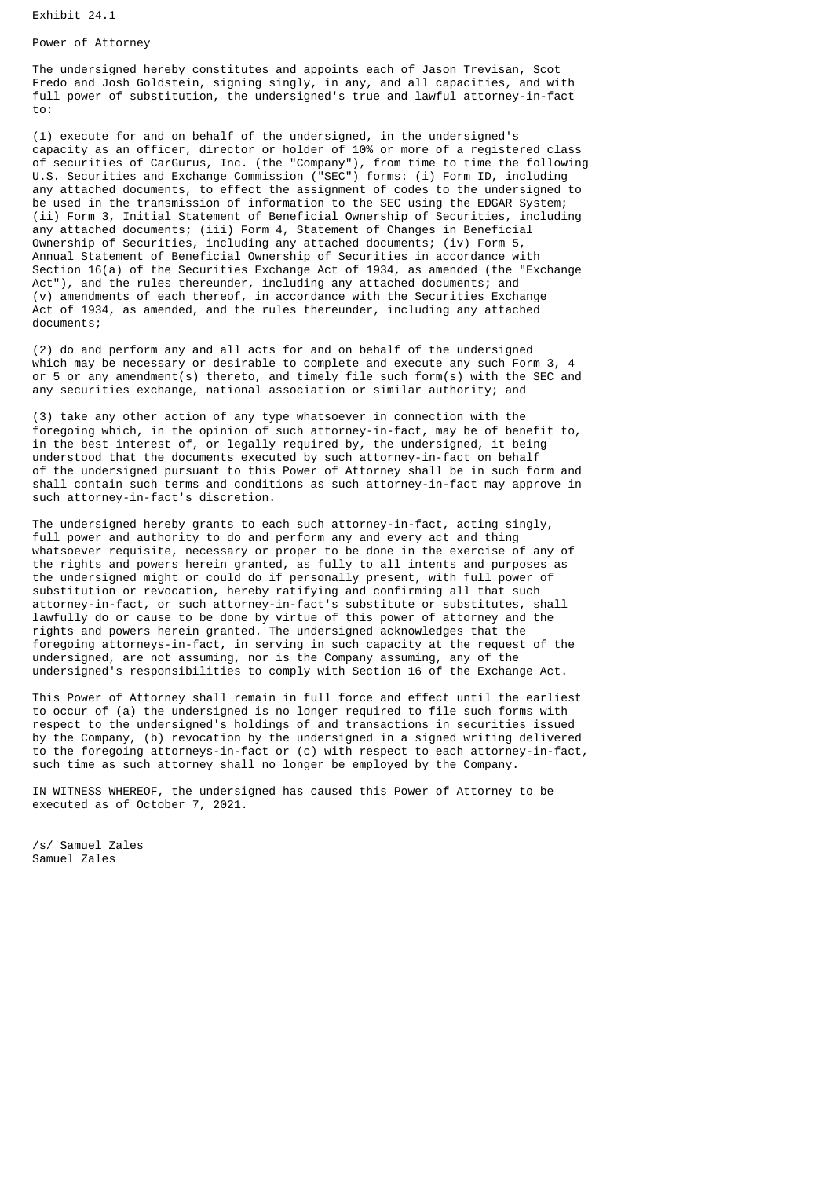Exhibit 24.1

# Power of Attorney

The undersigned hereby constitutes and appoints each of Jason Trevisan, Scot Fredo and Josh Goldstein, signing singly, in any, and all capacities, and with full power of substitution, the undersigned's true and lawful attorney-in-fact to:

(1) execute for and on behalf of the undersigned, in the undersigned's capacity as an officer, director or holder of 10% or more of a registered class of securities of CarGurus, Inc. (the "Company"), from time to time the following U.S. Securities and Exchange Commission ("SEC") forms: (i) Form ID, including any attached documents, to effect the assignment of codes to the undersigned to be used in the transmission of information to the SEC using the EDGAR System; (ii) Form 3, Initial Statement of Beneficial Ownership of Securities, including any attached documents; (iii) Form 4, Statement of Changes in Beneficial Ownership of Securities, including any attached documents; (iv) Form 5, Annual Statement of Beneficial Ownership of Securities in accordance with Section 16(a) of the Securities Exchange Act of 1934, as amended (the "Exchange Act"), and the rules thereunder, including any attached documents; and (v) amendments of each thereof, in accordance with the Securities Exchange Act of 1934, as amended, and the rules thereunder, including any attached documents;

(2) do and perform any and all acts for and on behalf of the undersigned which may be necessary or desirable to complete and execute any such Form 3, 4 or 5 or any amendment(s) thereto, and timely file such form(s) with the SEC and any securities exchange, national association or similar authority; and

(3) take any other action of any type whatsoever in connection with the foregoing which, in the opinion of such attorney-in-fact, may be of benefit to, in the best interest of, or legally required by, the undersigned, it being understood that the documents executed by such attorney-in-fact on behalf of the undersigned pursuant to this Power of Attorney shall be in such form and shall contain such terms and conditions as such attorney-in-fact may approve in such attorney-in-fact's discretion.

The undersigned hereby grants to each such attorney-in-fact, acting singly, full power and authority to do and perform any and every act and thing whatsoever requisite, necessary or proper to be done in the exercise of any of the rights and powers herein granted, as fully to all intents and purposes as the undersigned might or could do if personally present, with full power of substitution or revocation, hereby ratifying and confirming all that such attorney-in-fact, or such attorney-in-fact's substitute or substitutes, shall lawfully do or cause to be done by virtue of this power of attorney and the rights and powers herein granted. The undersigned acknowledges that the foregoing attorneys-in-fact, in serving in such capacity at the request of the undersigned, are not assuming, nor is the Company assuming, any of the undersigned's responsibilities to comply with Section 16 of the Exchange Act.

This Power of Attorney shall remain in full force and effect until the earliest to occur of (a) the undersigned is no longer required to file such forms with respect to the undersigned's holdings of and transactions in securities issued by the Company, (b) revocation by the undersigned in a signed writing delivered to the foregoing attorneys-in-fact or (c) with respect to each attorney-in-fact, such time as such attorney shall no longer be employed by the Company.

IN WITNESS WHEREOF, the undersigned has caused this Power of Attorney to be executed as of October 7, 2021.

/s/ Samuel Zales
Samuel Zales